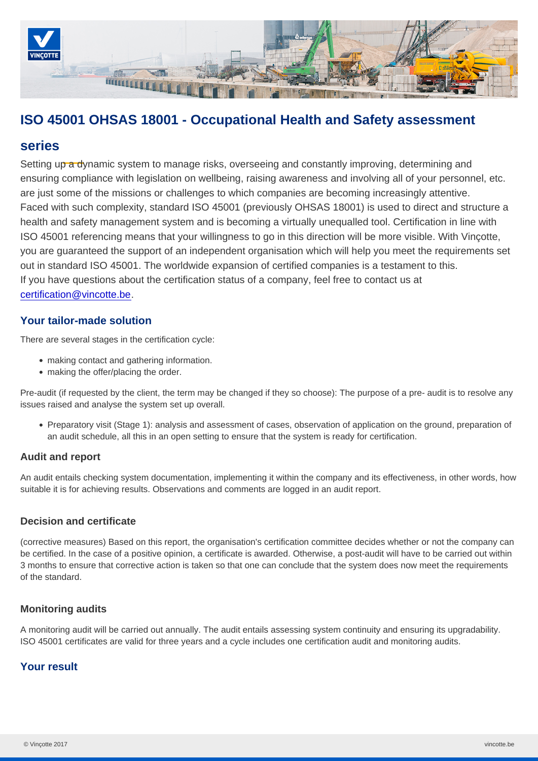# ISO 45001 OHSAS 18001 - Occupational Health and Safety assessment series

Setting up a dynamic system to manage risks, overseeing and constantly improving, determining and ensuring compliance with legislation on wellbeing, raising awareness and involving all of your personnel, etc. are just some of the missions or challenges to which companies are becoming increasingly attentive.
Faced with such complexity, standard ISO 45001 (previously OHSAS 18001) is used to direct and structure a health and safety management system and is becoming a virtually unequalled tool. Certification in line with ISO 45001 referencing means that your willingness to go in this direction will be more visible. With Vinçotte, you are guaranteed the support of an independent organisation which will help you meet the requirements set out in standard ISO 45001. The worldwide expansion of certified companies is a testament to this.
If you have questions about the certification status of a company, feel free to contact us at certification@vincotte.be.

## Your tailor-made solution

There are several stages in the certification cycle:

- making contact and gathering information.
- making the offer/placing the order.

Pre-audit (if requested by the client, the term may be changed if they so choose): The purpose of a pre- audit is to resolve any issues raised and analyse the system set up overall.

- Preparatory visit (Stage 1): analysis and assessment of cases, observation of application on the ground, preparation of an audit schedule, all this in an open setting to ensure that the system is ready for certification.

### Audit and report

An audit entails checking system documentation, implementing it within the company and its effectiveness, in other words, how suitable it is for achieving results. Observations and comments are logged in an audit report.

### Decision and certificate

(corrective measures) Based on this report, the organisation's certification committee decides whether or not the company can be certified. In the case of a positive opinion, a certificate is awarded. Otherwise, a post-audit will have to be carried out within 3 months to ensure that corrective action is taken so that one can conclude that the system does now meet the requirements of the standard.

### Monitoring audits

A monitoring audit will be carried out annually. The audit entails assessing system continuity and ensuring its upgradability. ISO 45001 certificates are valid for three years and a cycle includes one certification audit and monitoring audits.

## Your result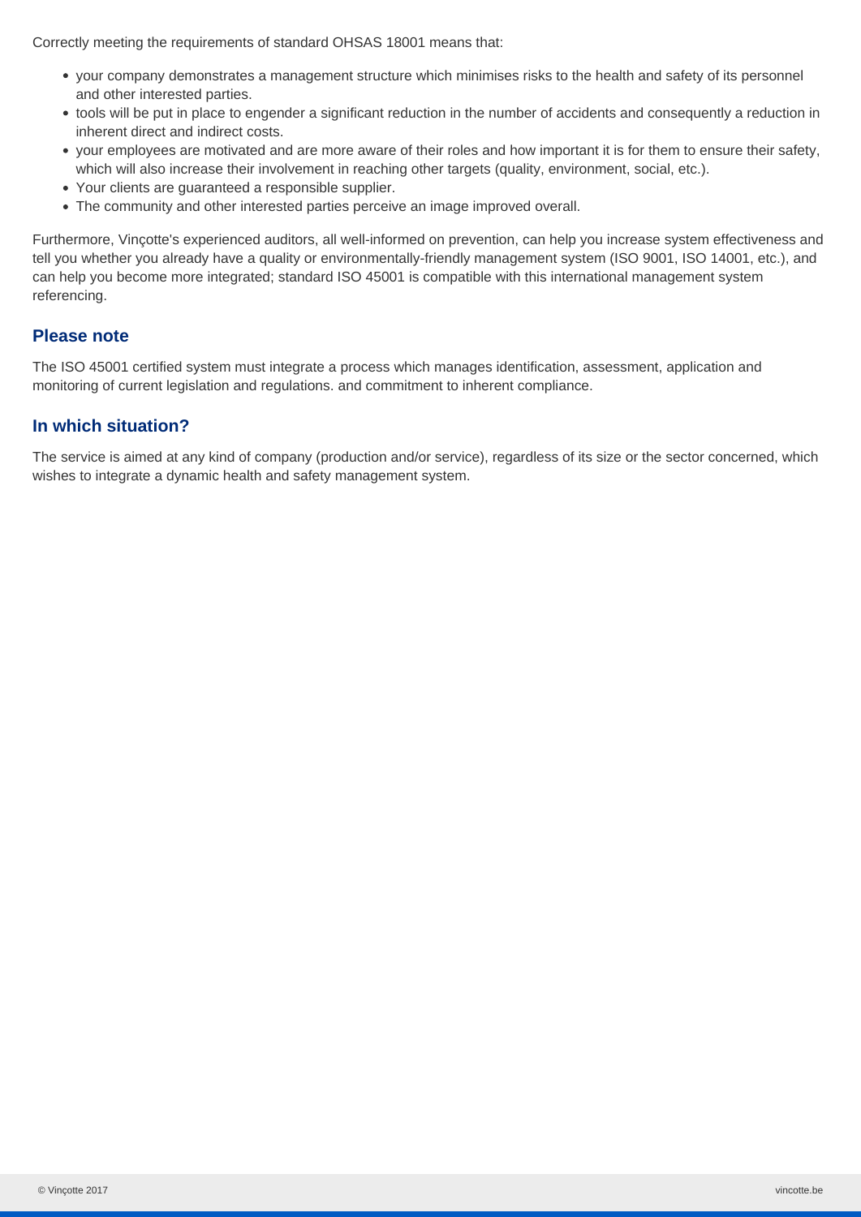Correctly meeting the requirements of standard OHSAS 18001 means that:

- your company demonstrates a management structure which minimises risks to the health and safety of its personnel and other interested parties.
- tools will be put in place to engender a significant reduction in the number of accidents and consequently a reduction in inherent direct and indirect costs.
- your employees are motivated and are more aware of their roles and how important it is for them to ensure their safety, which will also increase their involvement in reaching other targets (quality, environment, social, etc.).
- Your clients are guaranteed a responsible supplier.
- The community and other interested parties perceive an image improved overall.

Furthermore, Vinçotte's experienced auditors, all well-informed on prevention, can help you increase system effectiveness and tell you whether you already have a quality or environmentally-friendly management system (ISO 9001, ISO 14001, etc.), and can help you become more integrated; standard ISO 45001 is compatible with this international management system referencing.

## Please note

The ISO 45001 certified system must integrate a process which manages identification, assessment, application and monitoring of current legislation and regulations. and commitment to inherent compliance.

## In which situation?

The service is aimed at any kind of company (production and/or service), regardless of its size or the sector concerned, which wishes to integrate a dynamic health and safety management system.